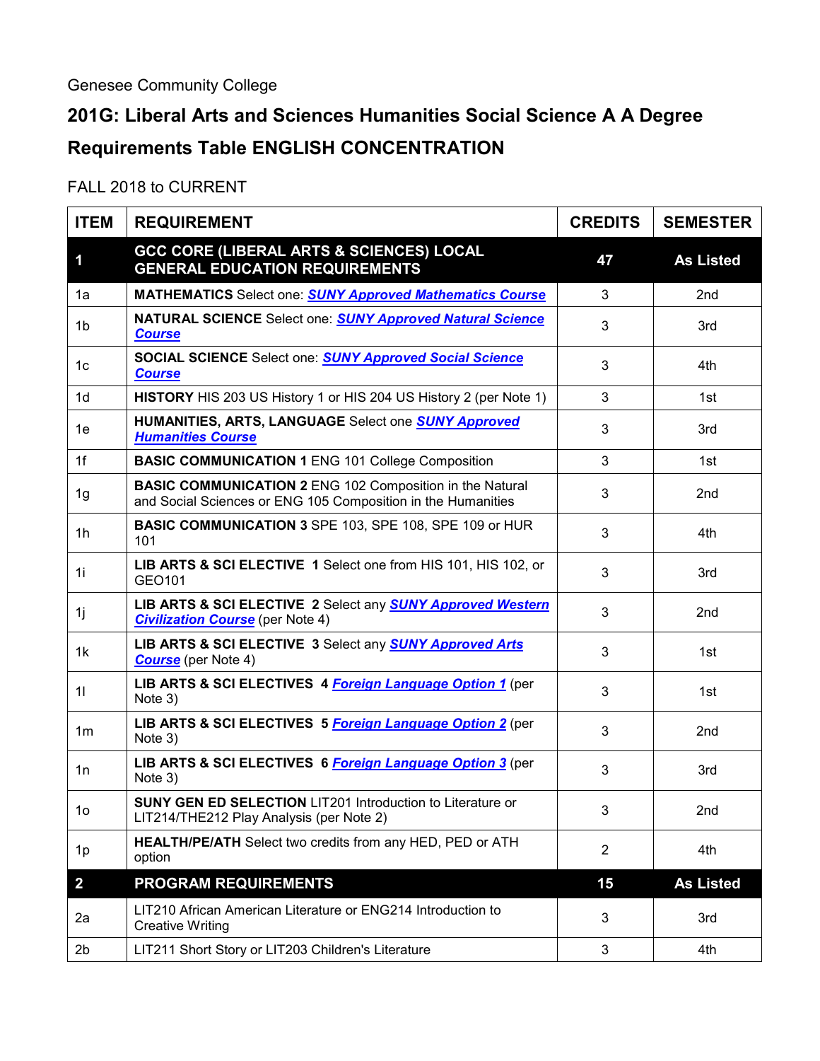Genesee Community College

# 201G: Liberal Arts and Sciences Humanities Social Science A A Degree Requirements Table ENGLISH CONCENTRATION

FALL 2018 to CURRENT

| ITEM | REQUIREMENT | CREDITS | SEMESTER |
|---|---|---|---|
| **1** | **GCC CORE (LIBERAL ARTS & SCIENCES) LOCAL GENERAL EDUCATION REQUIREMENTS** | **47** | **As Listed** |
| 1a | **MATHEMATICS** Select one: ***SUNY Approved Mathematics Course*** | 3 | 2nd |
| 1b | **NATURAL SCIENCE** Select one: ***SUNY Approved Natural Science Course*** | 3 | 3rd |
| 1c | **SOCIAL SCIENCE** Select one: ***SUNY Approved Social Science Course*** | 3 | 4th |
| 1d | **HISTORY** HIS 203 US History 1 or HIS 204 US History 2 (per Note 1) | 3 | 1st |
| 1e | **HUMANITIES, ARTS, LANGUAGE** Select one ***SUNY Approved Humanities Course*** | 3 | 3rd |
| 1f | **BASIC COMMUNICATION 1** ENG 101 College Composition | 3 | 1st |
| 1g | **BASIC COMMUNICATION 2** ENG 102 Composition in the Natural and Social Sciences or ENG 105 Composition in the Humanities | 3 | 2nd |
| 1h | **BASIC COMMUNICATION 3** SPE 103, SPE 108, SPE 109 or HUR 101 | 3 | 4th |
| 1i | **LIB ARTS & SCI ELECTIVE 1** Select one from HIS 101, HIS 102, or GEO101 | 3 | 3rd |
| 1j | **LIB ARTS & SCI ELECTIVE 2** Select any ***SUNY Approved Western Civilization Course*** (per Note 4) | 3 | 2nd |
| 1k | **LIB ARTS & SCI ELECTIVE 3** Select any ***SUNY Approved Arts Course*** (per Note 4) | 3 | 1st |
| 1l | **LIB ARTS & SCI ELECTIVES 4** ***Foreign Language Option 1*** (per Note 3) | 3 | 1st |
| 1m | **LIB ARTS & SCI ELECTIVES 5** ***Foreign Language Option 2*** (per Note 3) | 3 | 2nd |
| 1n | **LIB ARTS & SCI ELECTIVES 6** ***Foreign Language Option 3*** (per Note 3) | 3 | 3rd |
| 1o | **SUNY GEN ED SELECTION** LIT201 Introduction to Literature or LIT214/THE212 Play Analysis (per Note 2) | 3 | 2nd |
| 1p | **HEALTH/PE/ATH** Select two credits from any HED, PED or ATH option | 2 | 4th |
| **2** | **PROGRAM REQUIREMENTS** | **15** | **As Listed** |
| 2a | LIT210 African American Literature or ENG214 Introduction to Creative Writing | 3 | 3rd |
| 2b | LIT211 Short Story or LIT203 Children's Literature | 3 | 4th |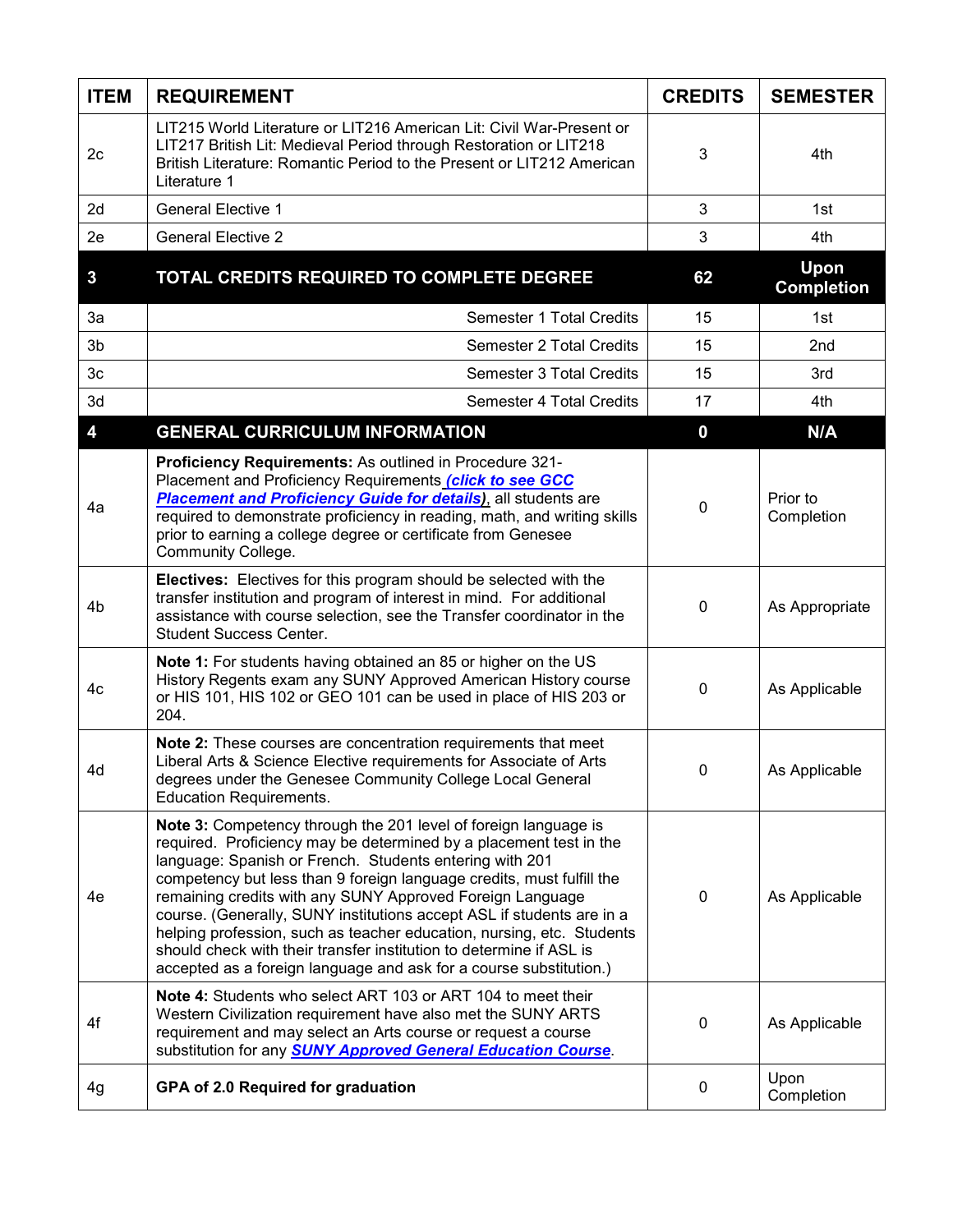| ITEM | REQUIREMENT | CREDITS | SEMESTER |
|---|---|---|---|
| 2c | LIT215 World Literature or LIT216 American Lit: Civil War-Present or LIT217 British Lit: Medieval Period through Restoration or LIT218 British Literature: Romantic Period to the Present or LIT212 American Literature 1 | 3 | 4th |
| 2d | General Elective 1 | 3 | 1st |
| 2e | General Elective 2 | 3 | 4th |
| **3** | **TOTAL CREDITS REQUIRED TO COMPLETE DEGREE** | **62** | **Upon Completion** |
| 3a | Semester 1 Total Credits | 15 | 1st |
| 3b | Semester 2 Total Credits | 15 | 2nd |
| 3c | Semester 3 Total Credits | 15 | 3rd |
| 3d | Semester 4 Total Credits | 17 | 4th |
| **4** | **GENERAL CURRICULUM INFORMATION** | **0** | **N/A** |
| 4a | **Proficiency Requirements:** As outlined in Procedure 321-Placement and Proficiency Requirements ***(click to see GCC Placement and Proficiency Guide for details)***, all students are required to demonstrate proficiency in reading, math, and writing skills prior to earning a college degree or certificate from Genesee Community College. | 0 | Prior to Completion |
| 4b | **Electives:** Electives for this program should be selected with the transfer institution and program of interest in mind. For additional assistance with course selection, see the Transfer coordinator in the Student Success Center. | 0 | As Appropriate |
| 4c | **Note 1:** For students having obtained an 85 or higher on the US History Regents exam any SUNY Approved American History course or HIS 101, HIS 102 or GEO 101 can be used in place of HIS 203 or 204. | 0 | As Applicable |
| 4d | **Note 2:** These courses are concentration requirements that meet Liberal Arts & Science Elective requirements for Associate of Arts degrees under the Genesee Community College Local General Education Requirements. | 0 | As Applicable |
| 4e | **Note 3:** Competency through the 201 level of foreign language is required. Proficiency may be determined by a placement test in the language: Spanish or French. Students entering with 201 competency but less than 9 foreign language credits, must fulfill the remaining credits with any SUNY Approved Foreign Language course. (Generally, SUNY institutions accept ASL if students are in a helping profession, such as teacher education, nursing, etc. Students should check with their transfer institution to determine if ASL is accepted as a foreign language and ask for a course substitution.) | 0 | As Applicable |
| 4f | **Note 4:** Students who select ART 103 or ART 104 to meet their Western Civilization requirement have also met the SUNY ARTS requirement and may select an Arts course or request a course substitution for any ***SUNY Approved General Education Course***. | 0 | As Applicable |
| 4g | **GPA of 2.0 Required for graduation** | 0 | Upon Completion |